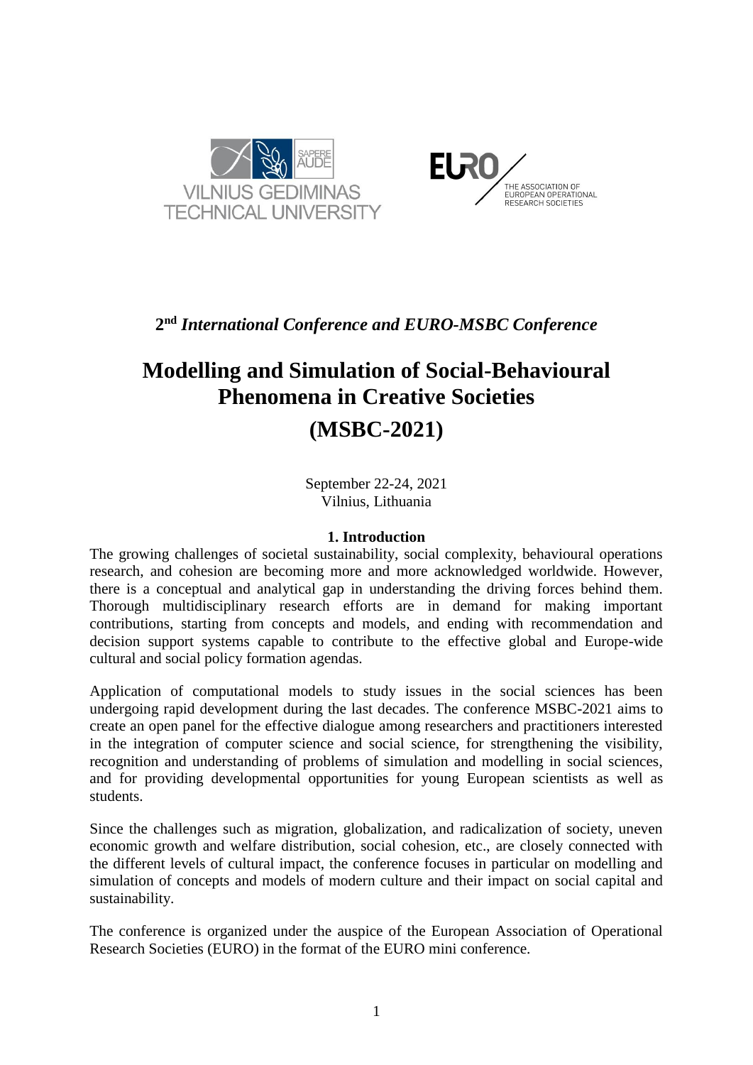2nd *International Conference and EURO-MSBC Conference*

# Modelling and Simulation of Social-Behavioural Phenomena in Creative Societies

# (MSBC-2021)

September 22-24, 2021
Vilnius, Lithuania

## 1. Introduction

The growing challenges of societal sustainability, social complexity, behavioural operations research, and cohesion are becoming more and more acknowledged worldwide. However, there is a conceptual and analytical gap in understanding the driving forces behind them. Thorough multidisciplinary research efforts are in demand for making important contributions, starting from concepts and models, and ending with recommendation and decision support systems capable to contribute to the effective global and Europe-wide cultural and social policy formation agendas.

Application of computational models to study issues in the social sciences has been undergoing rapid development during the last decades. The conference MSBC-2021 aims to create an open panel for the effective dialogue among researchers and practitioners interested in the integration of computer science and social science, for strengthening the visibility, recognition and understanding of problems of simulation and modelling in social sciences, and for providing developmental opportunities for young European scientists as well as students.

Since the challenges such as migration, globalization, and radicalization of society, uneven economic growth and welfare distribution, social cohesion, etc., are closely connected with the different levels of cultural impact, the conference focuses in particular on modelling and simulation of concepts and models of modern culture and their impact on social capital and sustainability.

The conference is organized under the auspice of the European Association of Operational Research Societies (EURO) in the format of the EURO mini conference.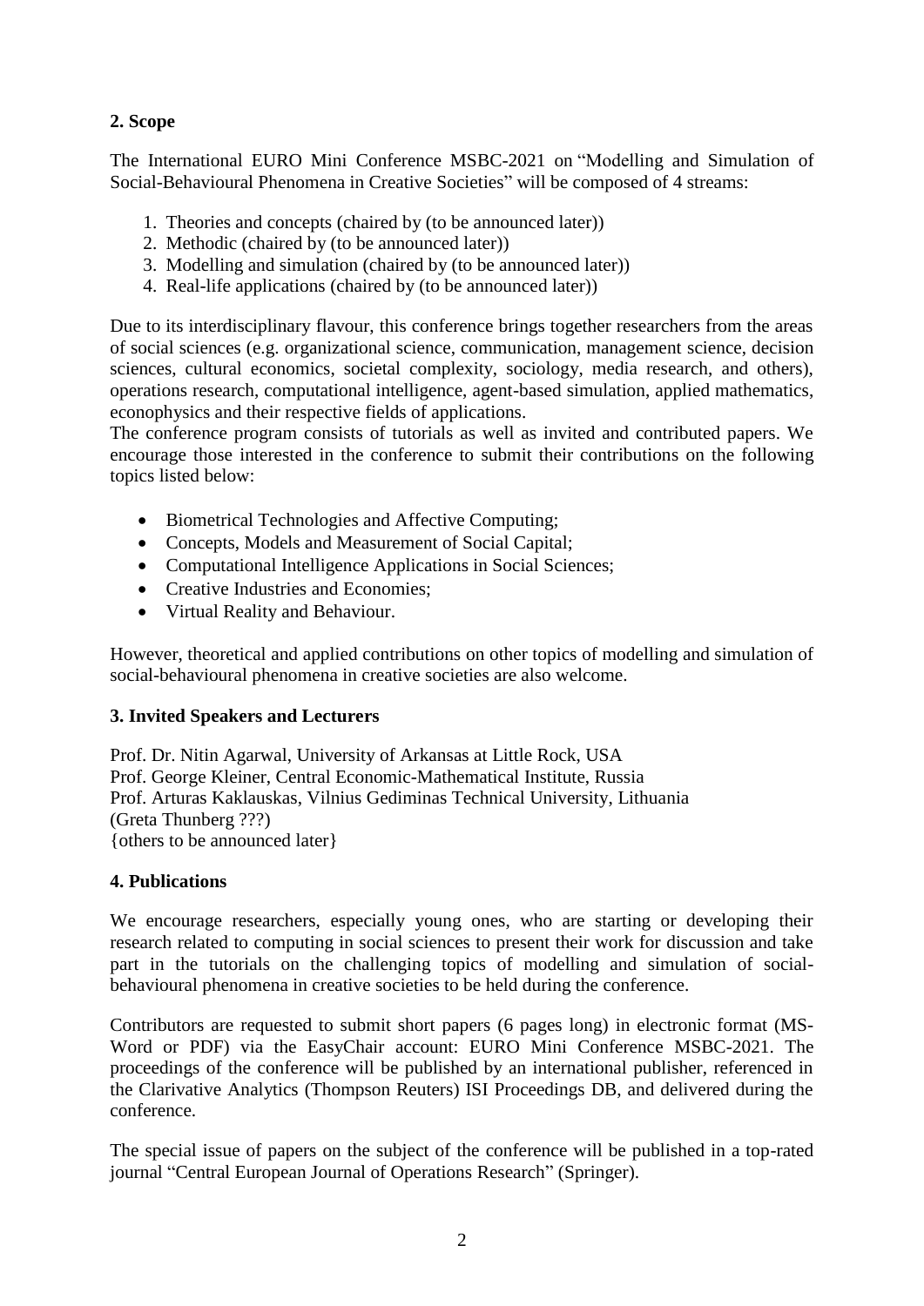## 2. Scope

The International EURO Mini Conference MSBC-2021 on "Modelling and Simulation of Social-Behavioural Phenomena in Creative Societies" will be composed of 4 streams:

1. Theories and concepts (chaired by (to be announced later))
2. Methodic (chaired by (to be announced later))
3. Modelling and simulation (chaired by (to be announced later))
4. Real-life applications (chaired by (to be announced later))

Due to its interdisciplinary flavour, this conference brings together researchers from the areas of social sciences (e.g. organizational science, communication, management science, decision sciences, cultural economics, societal complexity, sociology, media research, and others), operations research, computational intelligence, agent-based simulation, applied mathematics, econophysics and their respective fields of applications.

The conference program consists of tutorials as well as invited and contributed papers. We encourage those interested in the conference to submit their contributions on the following topics listed below:

- Biometrical Technologies and Affective Computing;
- Concepts, Models and Measurement of Social Capital;
- Computational Intelligence Applications in Social Sciences;
- Creative Industries and Economies;
- Virtual Reality and Behaviour.

However, theoretical and applied contributions on other topics of modelling and simulation of social-behavioural phenomena in creative societies are also welcome.

## 3. Invited Speakers and Lecturers

Prof. Dr. Nitin Agarwal, University of Arkansas at Little Rock, USA
Prof. George Kleiner, Central Economic-Mathematical Institute, Russia
Prof. Arturas Kaklauskas, Vilnius Gediminas Technical University, Lithuania
(Greta Thunberg ???)
{others to be announced later}

## 4. Publications

We encourage researchers, especially young ones, who are starting or developing their research related to computing in social sciences to present their work for discussion and take part in the tutorials on the challenging topics of modelling and simulation of social-behavioural phenomena in creative societies to be held during the conference.

Contributors are requested to submit short papers (6 pages long) in electronic format (MS-Word or PDF) via the EasyChair account: EURO Mini Conference MSBC-2021. The proceedings of the conference will be published by an international publisher, referenced in the Clarivative Analytics (Thompson Reuters) ISI Proceedings DB, and delivered during the conference.

The special issue of papers on the subject of the conference will be published in a top-rated journal "Central European Journal of Operations Research" (Springer).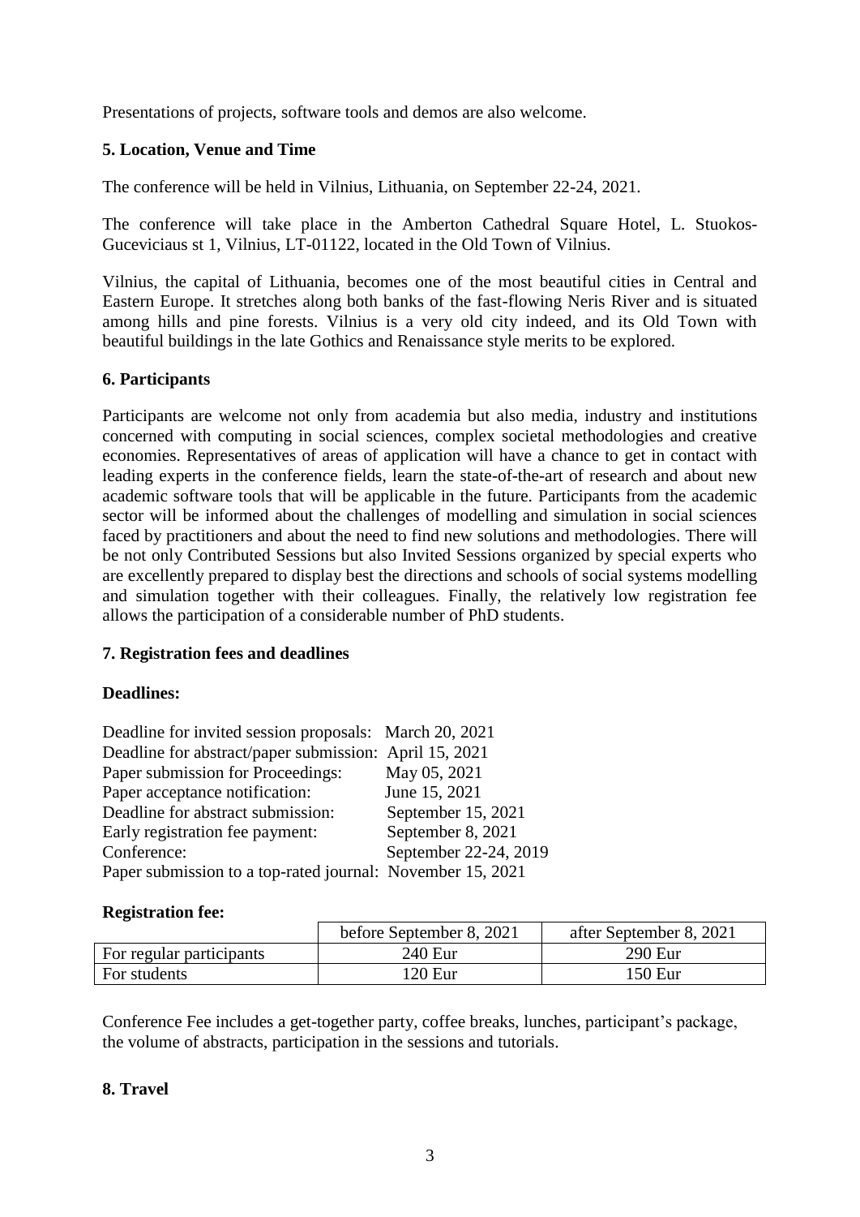Presentations of projects, software tools and demos are also welcome.

### 5. Location, Venue and Time

The conference will be held in Vilnius, Lithuania, on September 22-24, 2021.

The conference will take place in the Amberton Cathedral Square Hotel, L. Stuokos-Guceviciaus st 1, Vilnius, LT-01122, located in the Old Town of Vilnius.

Vilnius, the capital of Lithuania, becomes one of the most beautiful cities in Central and Eastern Europe. It stretches along both banks of the fast-flowing Neris River and is situated among hills and pine forests. Vilnius is a very old city indeed, and its Old Town with beautiful buildings in the late Gothics and Renaissance style merits to be explored.

### 6. Participants

Participants are welcome not only from academia but also media, industry and institutions concerned with computing in social sciences, complex societal methodologies and creative economies. Representatives of areas of application will have a chance to get in contact with leading experts in the conference fields, learn the state-of-the-art of research and about new academic software tools that will be applicable in the future. Participants from the academic sector will be informed about the challenges of modelling and simulation in social sciences faced by practitioners and about the need to find new solutions and methodologies. There will be not only Contributed Sessions but also Invited Sessions organized by special experts who are excellently prepared to display best the directions and schools of social systems modelling and simulation together with their colleagues. Finally, the relatively low registration fee allows the participation of a considerable number of PhD students.

### 7. Registration fees and deadlines

**Deadlines:**

| | |
|---|---|
| Deadline for invited session proposals: | March 20, 2021 |
| Deadline for abstract/paper submission: | April 15, 2021 |
| Paper submission for Proceedings: | May 05, 2021 |
| Paper acceptance notification: | June 15, 2021 |
| Deadline for abstract submission: | September 15, 2021 |
| Early registration fee payment: | September 8, 2021 |
| Conference: | September 22-24, 2019 |
| Paper submission to a top-rated journal: | November 15, 2021 |

**Registration fee:**

| | before September 8, 2021 | after September 8, 2021 |
|---|---|---|
| For regular participants | 240 Eur | 290 Eur |
| For students | 120 Eur | 150 Eur |

Conference Fee includes a get-together party, coffee breaks, lunches, participant's package, the volume of abstracts, participation in the sessions and tutorials.

### 8. Travel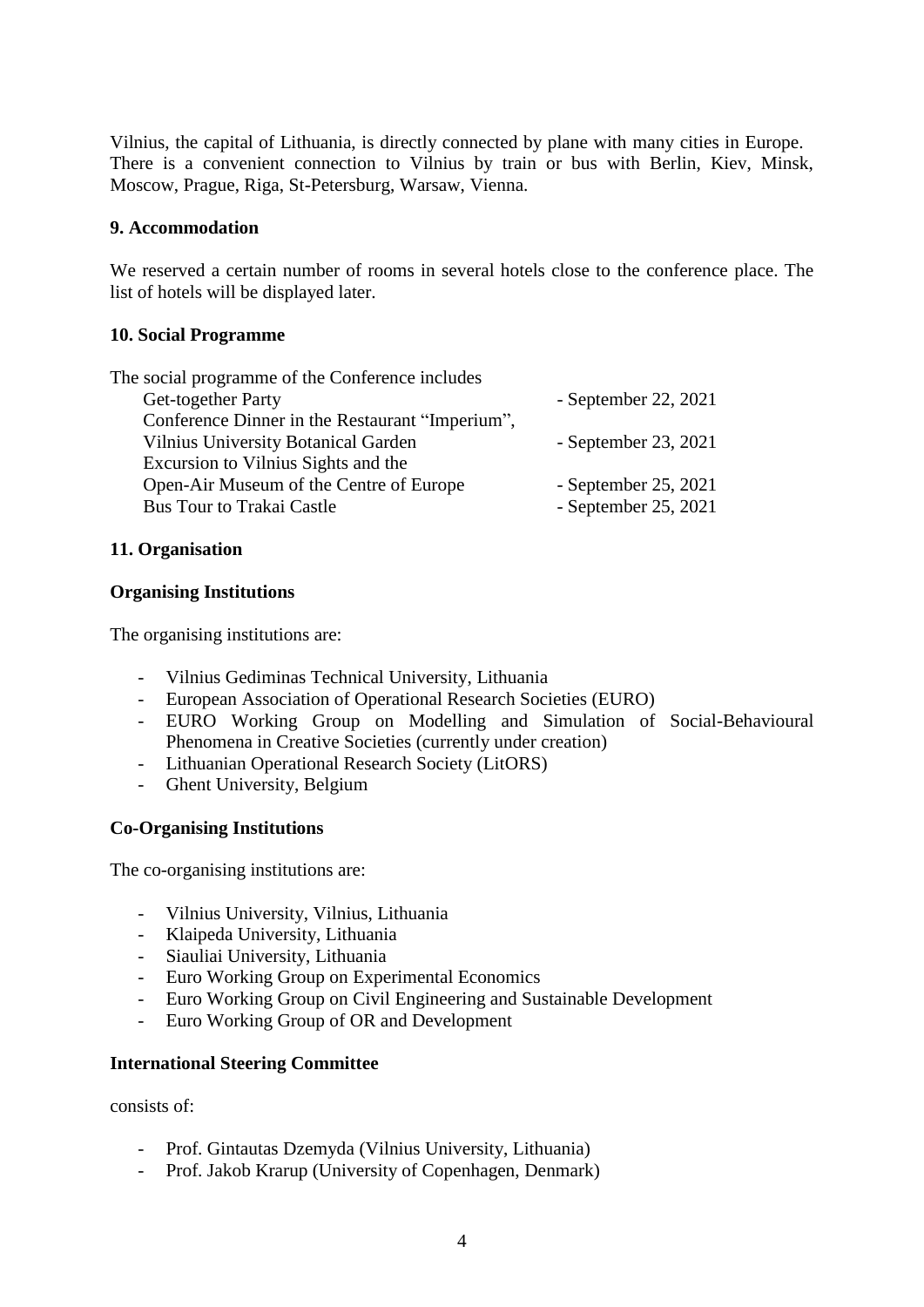Vilnius, the capital of Lithuania, is directly connected by plane with many cities in Europe. There is a convenient connection to Vilnius by train or bus with Berlin, Kiev, Minsk, Moscow, Prague, Riga, St-Petersburg, Warsaw, Vienna.

### 9. Accommodation

We reserved a certain number of rooms in several hotels close to the conference place. The list of hotels will be displayed later.

### 10. Social Programme

The social programme of the Conference includes

| | |
|---|---|
| Get-together Party | - September 22, 2021 |
| Conference Dinner in the Restaurant "Imperium", Vilnius University Botanical Garden | - September 23, 2021 |
| Excursion to Vilnius Sights and the Open-Air Museum of the Centre of Europe | - September 25, 2021 |
| Bus Tour to Trakai Castle | - September 25, 2021 |

### 11. Organisation

**Organising Institutions**

The organising institutions are:

- Vilnius Gediminas Technical University, Lithuania
- European Association of Operational Research Societies (EURO)
- EURO Working Group on Modelling and Simulation of Social-Behavioural Phenomena in Creative Societies (currently under creation)
- Lithuanian Operational Research Society (LitORS)
- Ghent University, Belgium

**Co-Organising Institutions**

The co-organising institutions are:

- Vilnius University, Vilnius, Lithuania
- Klaipeda University, Lithuania
- Siauliai University, Lithuania
- Euro Working Group on Experimental Economics
- Euro Working Group on Civil Engineering and Sustainable Development
- Euro Working Group of OR and Development

**International Steering Committee**

consists of:

- Prof. Gintautas Dzemyda (Vilnius University, Lithuania)
- Prof. Jakob Krarup (University of Copenhagen, Denmark)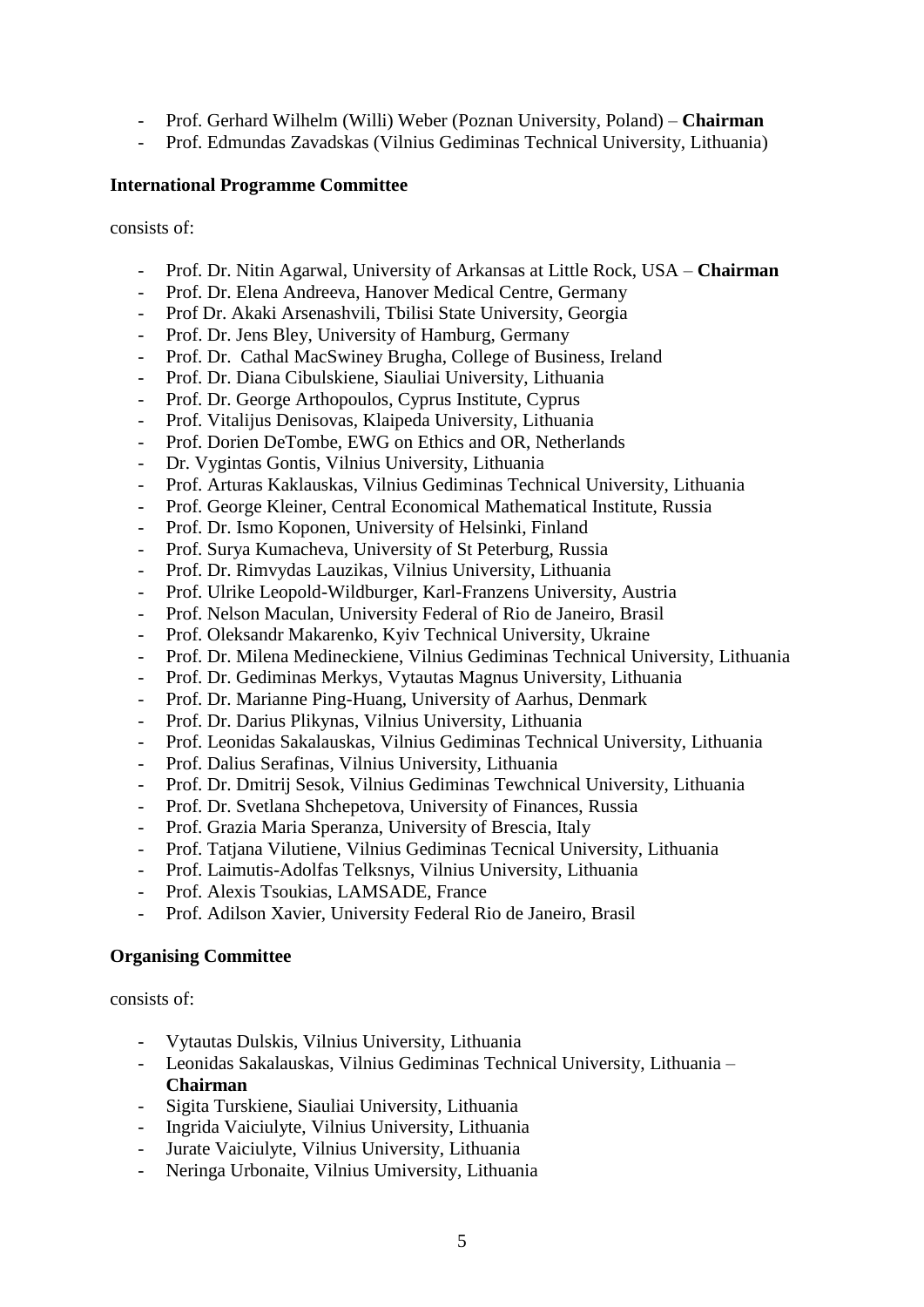- Prof. Gerhard Wilhelm (Willi) Weber (Poznan University, Poland) – **Chairman**
- Prof. Edmundas Zavadskas (Vilnius Gediminas Technical University, Lithuania)

**International Programme Committee**

consists of:

- Prof. Dr. Nitin Agarwal, University of Arkansas at Little Rock, USA – **Chairman**
- Prof. Dr. Elena Andreeva, Hanover Medical Centre, Germany
- Prof Dr. Akaki Arsenashvili, Tbilisi State University, Georgia
- Prof. Dr. Jens Bley, University of Hamburg, Germany
- Prof. Dr. Cathal MacSwiney Brugha, College of Business, Ireland
- Prof. Dr. Diana Cibulskiene, Siauliai University, Lithuania
- Prof. Dr. George Arthopoulos, Cyprus Institute, Cyprus
- Prof. Vitalijus Denisovas, Klaipeda University, Lithuania
- Prof. Dorien DeTombe, EWG on Ethics and OR, Netherlands
- Dr. Vygintas Gontis, Vilnius University, Lithuania
- Prof. Arturas Kaklauskas, Vilnius Gediminas Technical University, Lithuania
- Prof. George Kleiner, Central Economical Mathematical Institute, Russia
- Prof. Dr. Ismo Koponen, University of Helsinki, Finland
- Prof. Surya Kumacheva, University of St Peterburg, Russia
- Prof. Dr. Rimvydas Lauzikas, Vilnius University, Lithuania
- Prof. Ulrike Leopold-Wildburger, Karl-Franzens University, Austria
- Prof. Nelson Maculan, University Federal of Rio de Janeiro, Brasil
- Prof. Oleksandr Makarenko, Kyiv Technical University, Ukraine
- Prof. Dr. Milena Medineckiene, Vilnius Gediminas Technical University, Lithuania
- Prof. Dr. Gediminas Merkys, Vytautas Magnus University, Lithuania
- Prof. Dr. Marianne Ping-Huang, University of Aarhus, Denmark
- Prof. Dr. Darius Plikynas, Vilnius University, Lithuania
- Prof. Leonidas Sakalauskas, Vilnius Gediminas Technical University, Lithuania
- Prof. Dalius Serafinas, Vilnius University, Lithuania
- Prof. Dr. Dmitrij Sesok, Vilnius Gediminas Tewchnical University, Lithuania
- Prof. Dr. Svetlana Shchepetova, University of Finances, Russia
- Prof. Grazia Maria Speranza, University of Brescia, Italy
- Prof. Tatjana Vilutiene, Vilnius Gediminas Tecnical University, Lithuania
- Prof. Laimutis-Adolfas Telksnys, Vilnius University, Lithuania
- Prof. Alexis Tsoukias, LAMSADE, France
- Prof. Adilson Xavier, University Federal Rio de Janeiro, Brasil

**Organising Committee**

consists of:

- Vytautas Dulskis, Vilnius University, Lithuania
- Leonidas Sakalauskas, Vilnius Gediminas Technical University, Lithuania – **Chairman**
- Sigita Turskiene, Siauliai University, Lithuania
- Ingrida Vaiciulyte, Vilnius University, Lithuania
- Jurate Vaiciulyte, Vilnius University, Lithuania
- Neringa Urbonaite, Vilnius Umiversity, Lithuania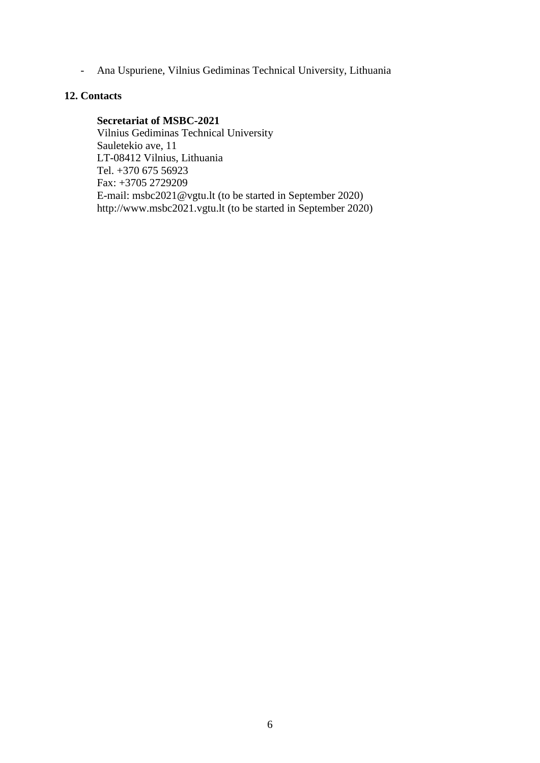- Ana Uspuriene, Vilnius Gediminas Technical University, Lithuania

## 12. Contacts

**Secretariat of MSBC-2021**
Vilnius Gediminas Technical University
Sauletekio ave, 11
LT-08412 Vilnius, Lithuania
Tel. +370 675 56923
Fax: +3705 2729209
E-mail: msbc2021@vgtu.lt (to be started in September 2020)
http://www.msbc2021.vgtu.lt (to be started in September 2020)